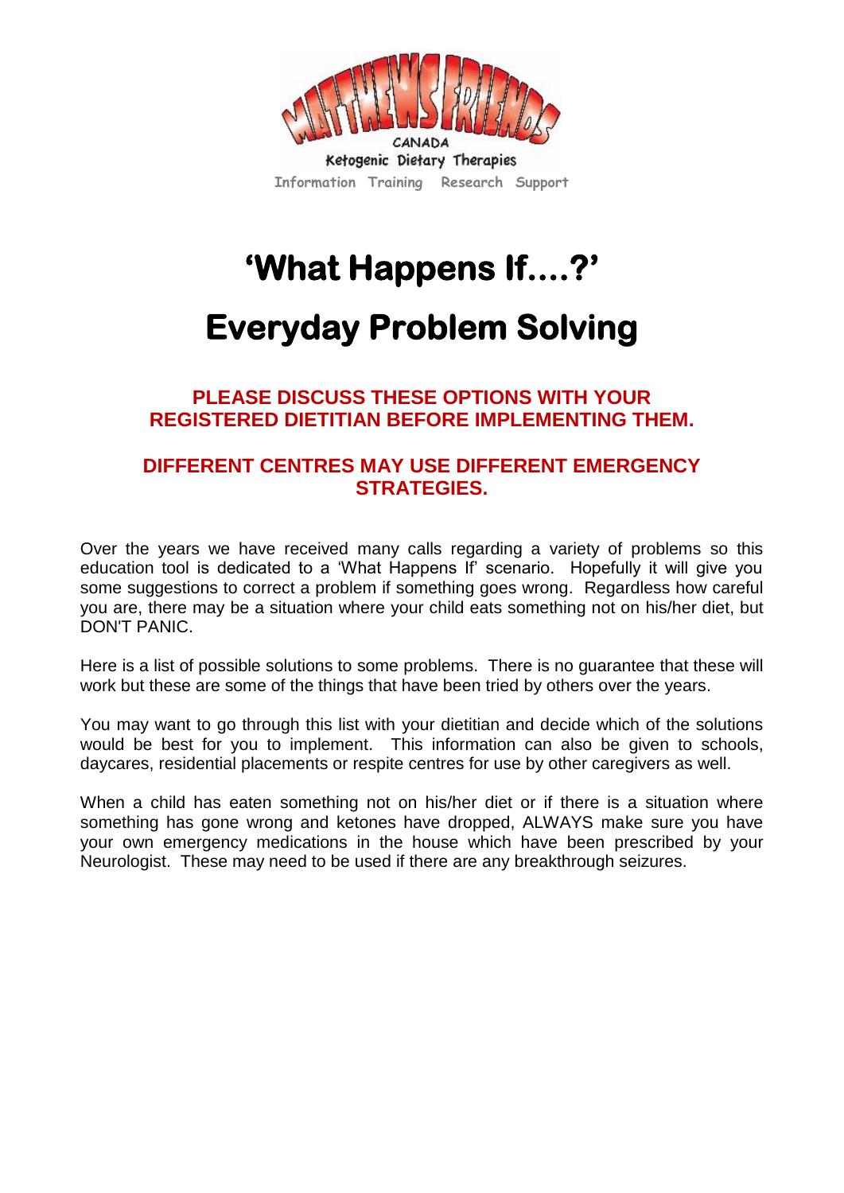MATTHEWS FRIENDS
CANADA
Ketogenic Dietary Therapies
Information Training Research Support

# 'What Happens If....?'

# Everyday Problem Solving

**PLEASE DISCUSS THESE OPTIONS WITH YOUR REGISTERED DIETITIAN BEFORE IMPLEMENTING THEM.**

**DIFFERENT CENTRES MAY USE DIFFERENT EMERGENCY STRATEGIES.**

Over the years we have received many calls regarding a variety of problems so this education tool is dedicated to a 'What Happens If' scenario. Hopefully it will give you some suggestions to correct a problem if something goes wrong. Regardless how careful you are, there may be a situation where your child eats something not on his/her diet, but DON'T PANIC.

Here is a list of possible solutions to some problems. There is no guarantee that these will work but these are some of the things that have been tried by others over the years.

You may want to go through this list with your dietitian and decide which of the solutions would be best for you to implement. This information can also be given to schools, daycares, residential placements or respite centres for use by other caregivers as well.

When a child has eaten something not on his/her diet or if there is a situation where something has gone wrong and ketones have dropped, ALWAYS make sure you have your own emergency medications in the house which have been prescribed by your Neurologist. These may need to be used if there are any breakthrough seizures.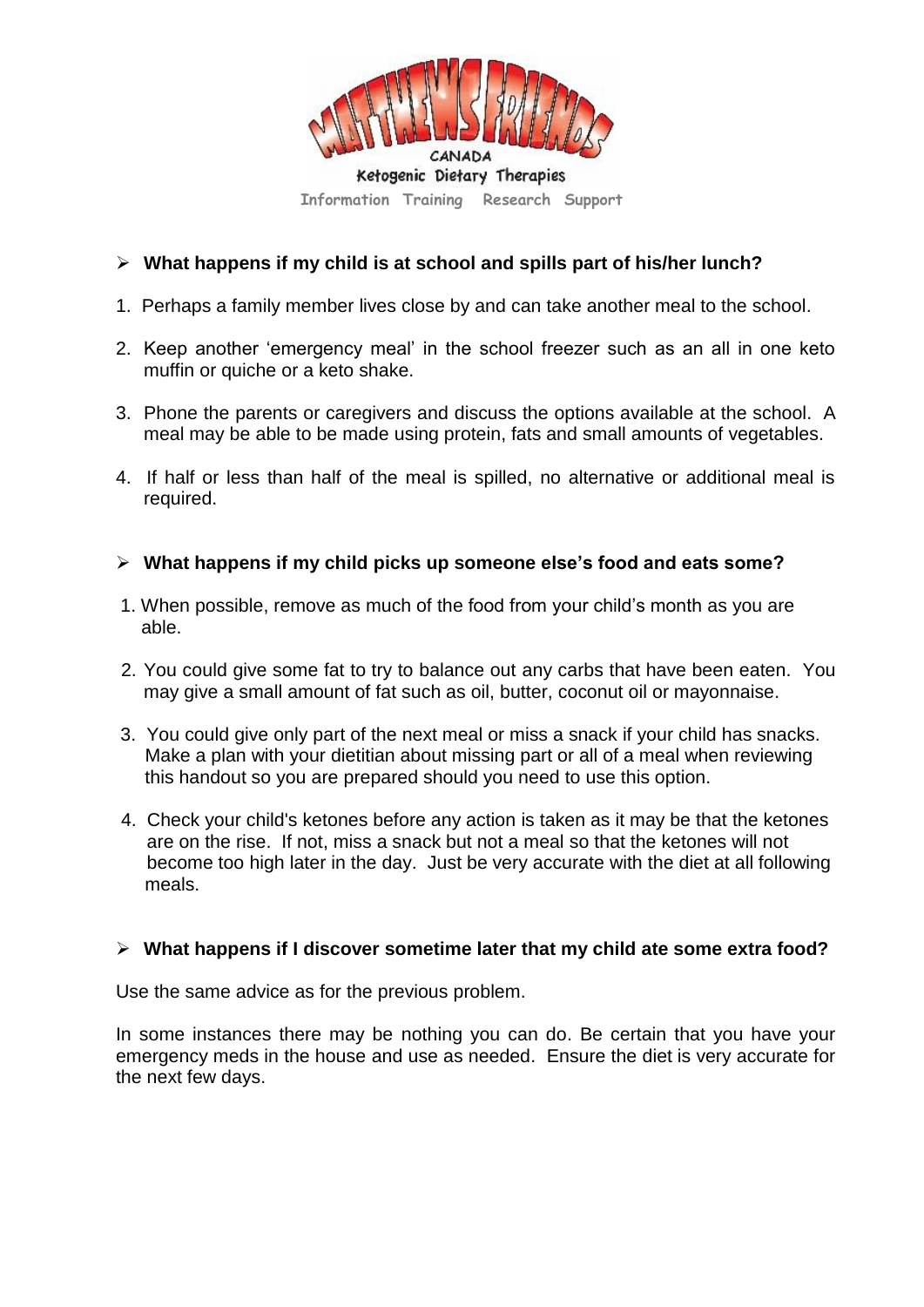MATTHEWS FRIENDS

CANADA

Ketogenic Dietary Therapies

Information Training Research Support

- **What happens if my child is at school and spills part of his/her lunch?**

1. Perhaps a family member lives close by and can take another meal to the school.
2. Keep another 'emergency meal' in the school freezer such as an all in one keto muffin or quiche or a keto shake.
3. Phone the parents or caregivers and discuss the options available at the school. A meal may be able to be made using protein, fats and small amounts of vegetables.
4. If half or less than half of the meal is spilled, no alternative or additional meal is required.

- **What happens if my child picks up someone else's food and eats some?**

1. When possible, remove as much of the food from your child's month as you are able.
2. You could give some fat to try to balance out any carbs that have been eaten. You may give a small amount of fat such as oil, butter, coconut oil or mayonnaise.
3. You could give only part of the next meal or miss a snack if your child has snacks. Make a plan with your dietitian about missing part or all of a meal when reviewing this handout so you are prepared should you need to use this option.
4. Check your child's ketones before any action is taken as it may be that the ketones are on the rise. If not, miss a snack but not a meal so that the ketones will not become too high later in the day. Just be very accurate with the diet at all following meals.

- **What happens if I discover sometime later that my child ate some extra food?**

Use the same advice as for the previous problem.

In some instances there may be nothing you can do. Be certain that you have your emergency meds in the house and use as needed. Ensure the diet is very accurate for the next few days.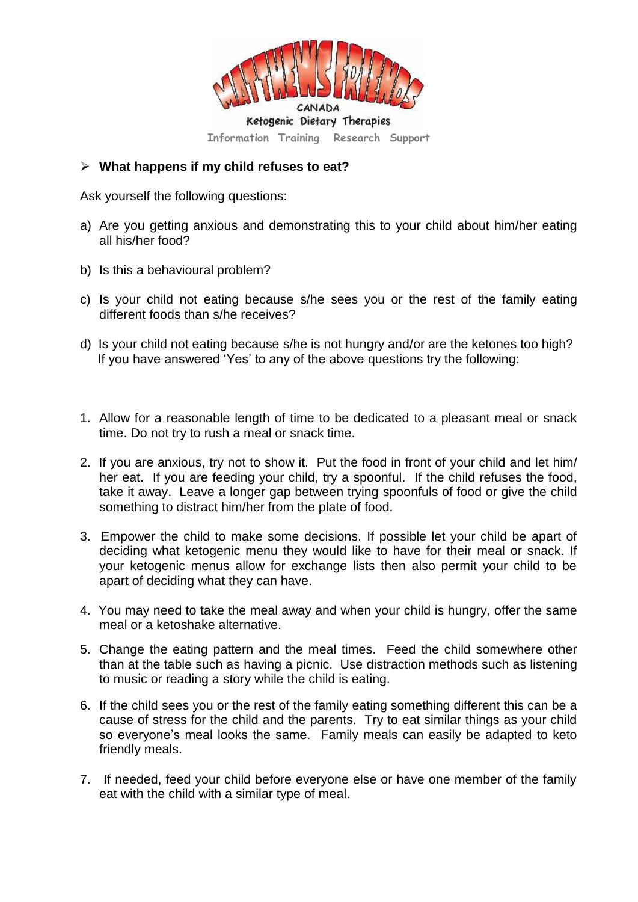CANADA
Ketogenic Dietary Therapies
Information Training Research Support

- **What happens if my child refuses to eat?**

Ask yourself the following questions:

a) Are you getting anxious and demonstrating this to your child about him/her eating all his/her food?

b) Is this a behavioural problem?

c) Is your child not eating because s/he sees you or the rest of the family eating different foods than s/he receives?

d) Is your child not eating because s/he is not hungry and/or are the ketones too high?
If you have answered 'Yes' to any of the above questions try the following:

1. Allow for a reasonable length of time to be dedicated to a pleasant meal or snack time. Do not try to rush a meal or snack time.

2. If you are anxious, try not to show it. Put the food in front of your child and let him/ her eat. If you are feeding your child, try a spoonful. If the child refuses the food, take it away. Leave a longer gap between trying spoonfuls of food or give the child something to distract him/her from the plate of food.

3. Empower the child to make some decisions. If possible let your child be apart of deciding what ketogenic menu they would like to have for their meal or snack. If your ketogenic menus allow for exchange lists then also permit your child to be apart of deciding what they can have.

4. You may need to take the meal away and when your child is hungry, offer the same meal or a ketoshake alternative.

5. Change the eating pattern and the meal times. Feed the child somewhere other than at the table such as having a picnic. Use distraction methods such as listening to music or reading a story while the child is eating.

6. If the child sees you or the rest of the family eating something different this can be a cause of stress for the child and the parents. Try to eat similar things as your child so everyone's meal looks the same. Family meals can easily be adapted to keto friendly meals.

7. If needed, feed your child before everyone else or have one member of the family eat with the child with a similar type of meal.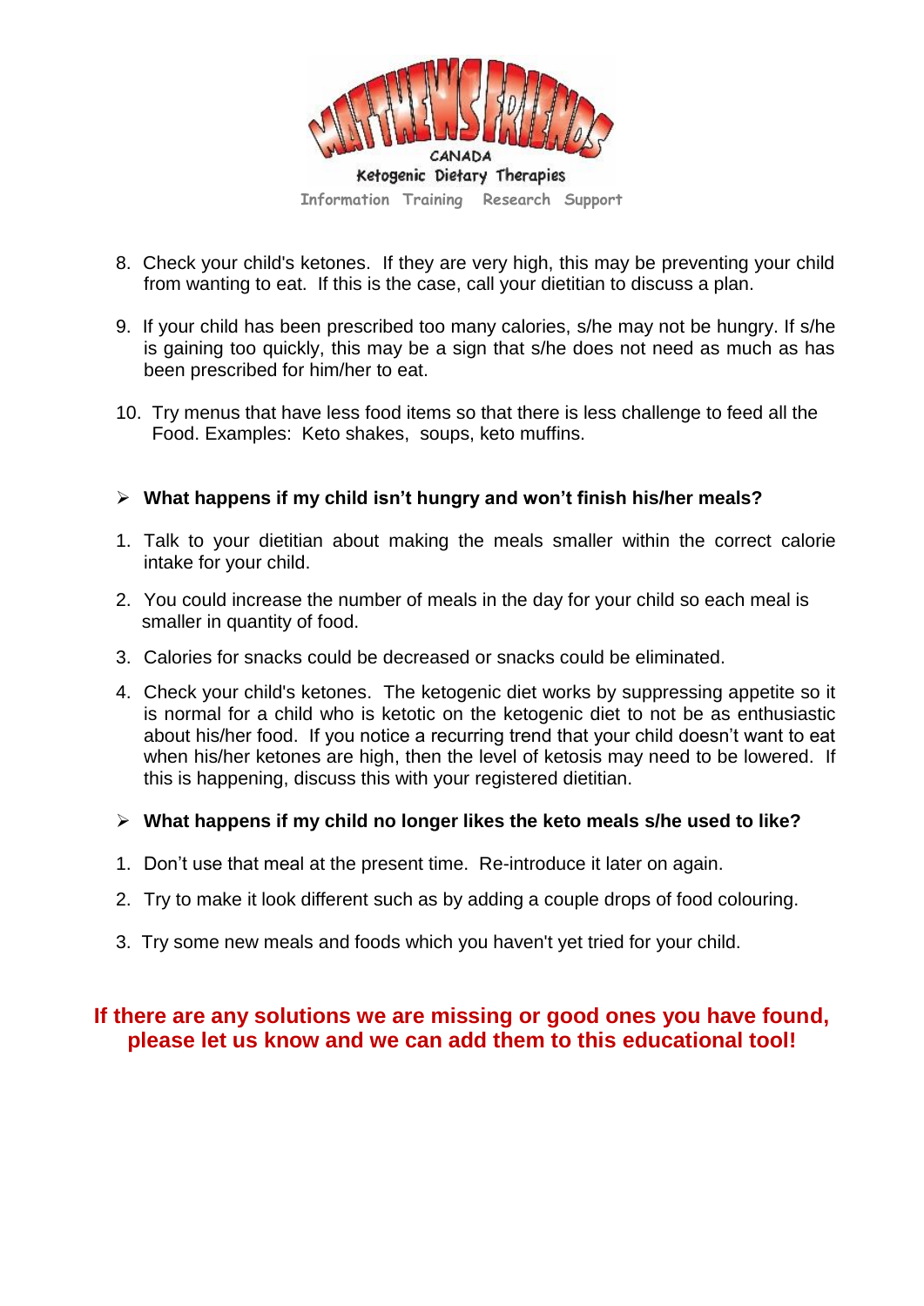8. Check your child's ketones. If they are very high, this may be preventing your child from wanting to eat. If this is the case, call your dietitian to discuss a plan.

9. If your child has been prescribed too many calories, s/he may not be hungry. If s/he is gaining too quickly, this may be a sign that s/he does not need as much as has been prescribed for him/her to eat.

10. Try menus that have less food items so that there is less challenge to feed all the Food. Examples: Keto shakes, soups, keto muffins.

- **What happens if my child isn't hungry and won't finish his/her meals?**

1. Talk to your dietitian about making the meals smaller within the correct calorie intake for your child.

2. You could increase the number of meals in the day for your child so each meal is smaller in quantity of food.

3. Calories for snacks could be decreased or snacks could be eliminated.

4. Check your child's ketones. The ketogenic diet works by suppressing appetite so it is normal for a child who is ketotic on the ketogenic diet to not be as enthusiastic about his/her food. If you notice a recurring trend that your child doesn't want to eat when his/her ketones are high, then the level of ketosis may need to be lowered. If this is happening, discuss this with your registered dietitian.

- **What happens if my child no longer likes the keto meals s/he used to like?**

1. Don't use that meal at the present time. Re-introduce it later on again.

2. Try to make it look different such as by adding a couple drops of food colouring.

3. Try some new meals and foods which you haven't yet tried for your child.

**If there are any solutions we are missing or good ones you have found, please let us know and we can add them to this educational tool!**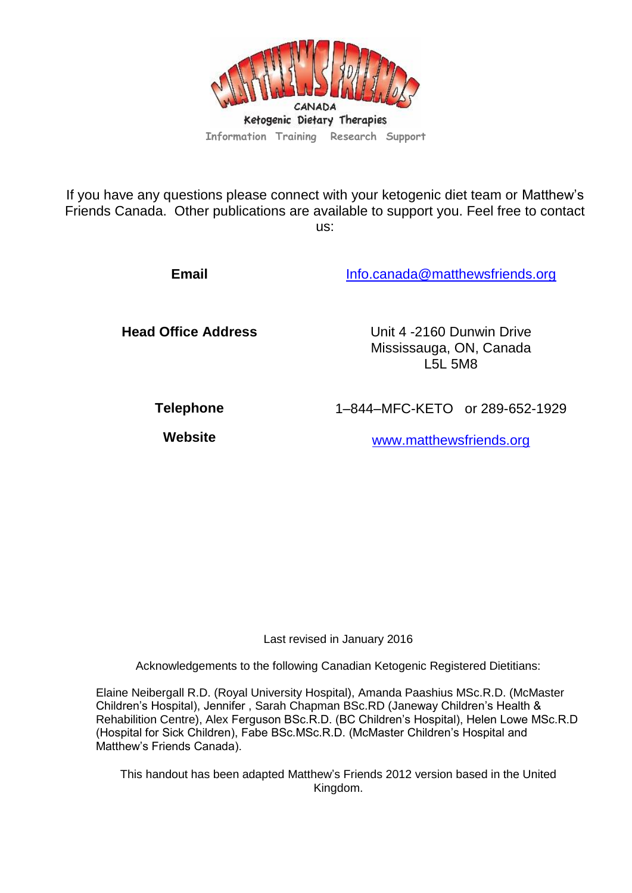MATTHEWS FRIENDS CANADA

Ketogenic Dietary Therapies

Information Training Research Support

If you have any questions please connect with your ketogenic diet team or Matthew's Friends Canada. Other publications are available to support you. Feel free to contact us:

| | |
|---|---|
| **Email** | Info.canada@matthewsfriends.org |
| **Head Office Address** | Unit 4 -2160 Dunwin Drive<br>Mississauga, ON, Canada<br>L5L 5M8 |
| **Telephone** | 1–844–MFC-KETO or 289-652-1929 |
| **Website** | www.matthewsfriends.org |

Last revised in January 2016

Acknowledgements to the following Canadian Ketogenic Registered Dietitians:

Elaine Neibergall R.D. (Royal University Hospital), Amanda Paashius MSc.R.D. (McMaster Children's Hospital), Jennifer , Sarah Chapman BSc.RD (Janeway Children's Health & Rehabilition Centre), Alex Ferguson BSc.R.D. (BC Children's Hospital), Helen Lowe MSc.R.D (Hospital for Sick Children), Fabe BSc.MSc.R.D. (McMaster Children's Hospital and Matthew's Friends Canada).

This handout has been adapted Matthew's Friends 2012 version based in the United Kingdom.